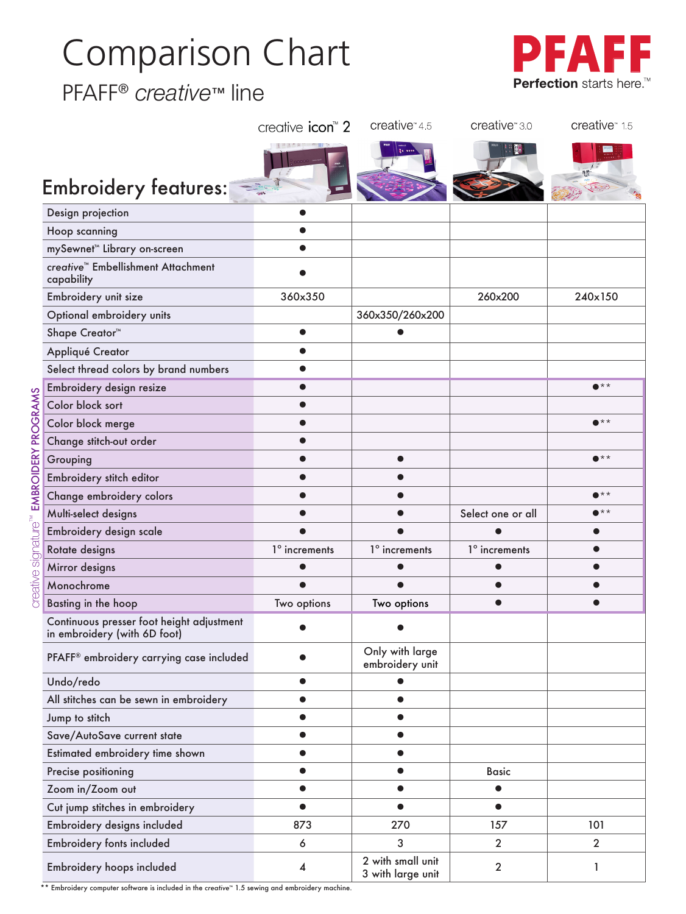# Comparison Chart

## PFAFF® *creative*™ line

**PFAFF**
**Perfection** starts here.™

## Embroidery features:

| Embroidery features | creative icon™ 2 | creative™ 4.5 | creative™ 3.0 | creative™ 1.5 |
|---|---|---|---|---|
| Design projection | ● | | | |
| Hoop scanning | ● | | | |
| mySewnet™ Library on-screen | ● | | | |
| *creative*™ Embellishment Attachment capability | ● | | | |
| Embroidery unit size | 360x350 | | 260x200 | 240x150 |
| Optional embroidery units | | 360x350/260x200 | | |
| Shape Creator™ | ● | ● | | |
| Appliqué Creator | ● | | | |
| Select thread colors by brand numbers | ● | | | |
| Embroidery design resize | ● | | | ●** |
| Color block sort | ● | | | |
| Color block merge | ● | | | ●** |
| Change stitch-out order | ● | | | |
| Grouping | ● | ● | | ●** |
| Embroidery stitch editor | ● | ● | | |
| Change embroidery colors | ● | ● | | ●** |
| Multi-select designs | ● | ● | Select one or all | ●** |
| Embroidery design scale | ● | ● | ● | ● |
| Rotate designs | 1° increments | 1° increments | 1° increments | ● |
| Mirror designs | ● | ● | ● | ● |
| Monochrome | ● | ● | ● | ● |
| Basting in the hoop | Two options | Two options | ● | ● |
| Continuous presser foot height adjustment in embroidery (with 6D foot) | ● | ● | | |
| PFAFF® embroidery carrying case included | ● | Only with large embroidery unit | | |
| Undo/redo | ● | ● | | |
| All stitches can be sewn in embroidery | ● | ● | | |
| Jump to stitch | ● | ● | | |
| Save/AutoSave current state | ● | ● | | |
| Estimated embroidery time shown | ● | ● | | |
| Precise positioning | ● | ● | Basic | |
| Zoom in/Zoom out | ● | ● | ● | |
| Cut jump stitches in embroidery | ● | ● | ● | |
| Embroidery designs included | 873 | 270 | 157 | 101 |
| Embroidery fonts included | 6 | 3 | 2 | 2 |
| Embroidery hoops included | 4 | 2 with small unit 3 with large unit | 2 | 1 |

*creative signature*™ EMBROIDERY PROGRAMS: Embroidery design resize through Basting in the hoop.

** Embroidery computer software is included in the *creative*™ 1.5 sewing and embroidery machine.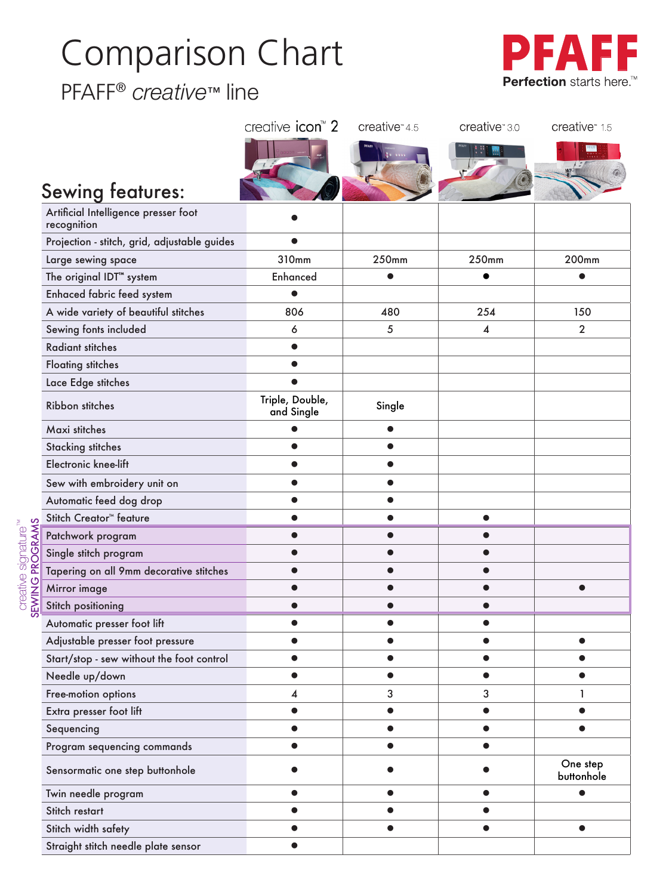# Comparison Chart

## PFAFF® *creative*™ line

**PFAFF**
**Perfection** starts here.™

### Sewing features:

| Sewing features | creative icon™ 2 | creative™ 4.5 | creative™ 3.0 | creative™ 1.5 |
|---|---|---|---|---|
| Artificial Intelligence presser foot recognition | ● | | | |
| Projection - stitch, grid, adjustable guides | ● | | | |
| Large sewing space | 310mm | 250mm | 250mm | 200mm |
| The original IDT™ system | Enhanced | ● | ● | ● |
| Enhaced fabric feed system | ● | | | |
| A wide variety of beautiful stitches | 806 | 480 | 254 | 150 |
| Sewing fonts included | 6 | 5 | 4 | 2 |
| Radiant stitches | ● | | | |
| Floating stitches | ● | | | |
| Lace Edge stitches | ● | | | |
| Ribbon stitches | Triple, Double, and Single | Single | | |
| Maxi stitches | ● | ● | | |
| Stacking stitches | ● | ● | | |
| Electronic knee-lift | ● | ● | | |
| Sew with embroidery unit on | ● | ● | | |
| Automatic feed dog drop | ● | ● | | |
| Stitch Creator™ feature | ● | ● | ● | |
| **creative signature™ SEWING PROGRAMS:** Patchwork program | ● | ● | ● | |
| Single stitch program | ● | ● | ● | |
| Tapering on all 9mm decorative stitches | ● | ● | ● | |
| Mirror image | ● | ● | ● | ● |
| Stitch positioning | ● | ● | ● | |
| Automatic presser foot lift | ● | ● | ● | |
| Adjustable presser foot pressure | ● | ● | ● | ● |
| Start/stop - sew without the foot control | ● | ● | ● | ● |
| Needle up/down | ● | ● | ● | ● |
| Free-motion options | 4 | 3 | 3 | 1 |
| Extra presser foot lift | ● | ● | ● | ● |
| Sequencing | ● | ● | ● | ● |
| Program sequencing commands | ● | ● | ● | |
| Sensormatic one step buttonhole | ● | ● | ● | One step buttonhole |
| Twin needle program | ● | ● | ● | ● |
| Stitch restart | ● | ● | ● | |
| Stitch width safety | ● | ● | ● | ● |
| Straight stitch needle plate sensor | ● | | | |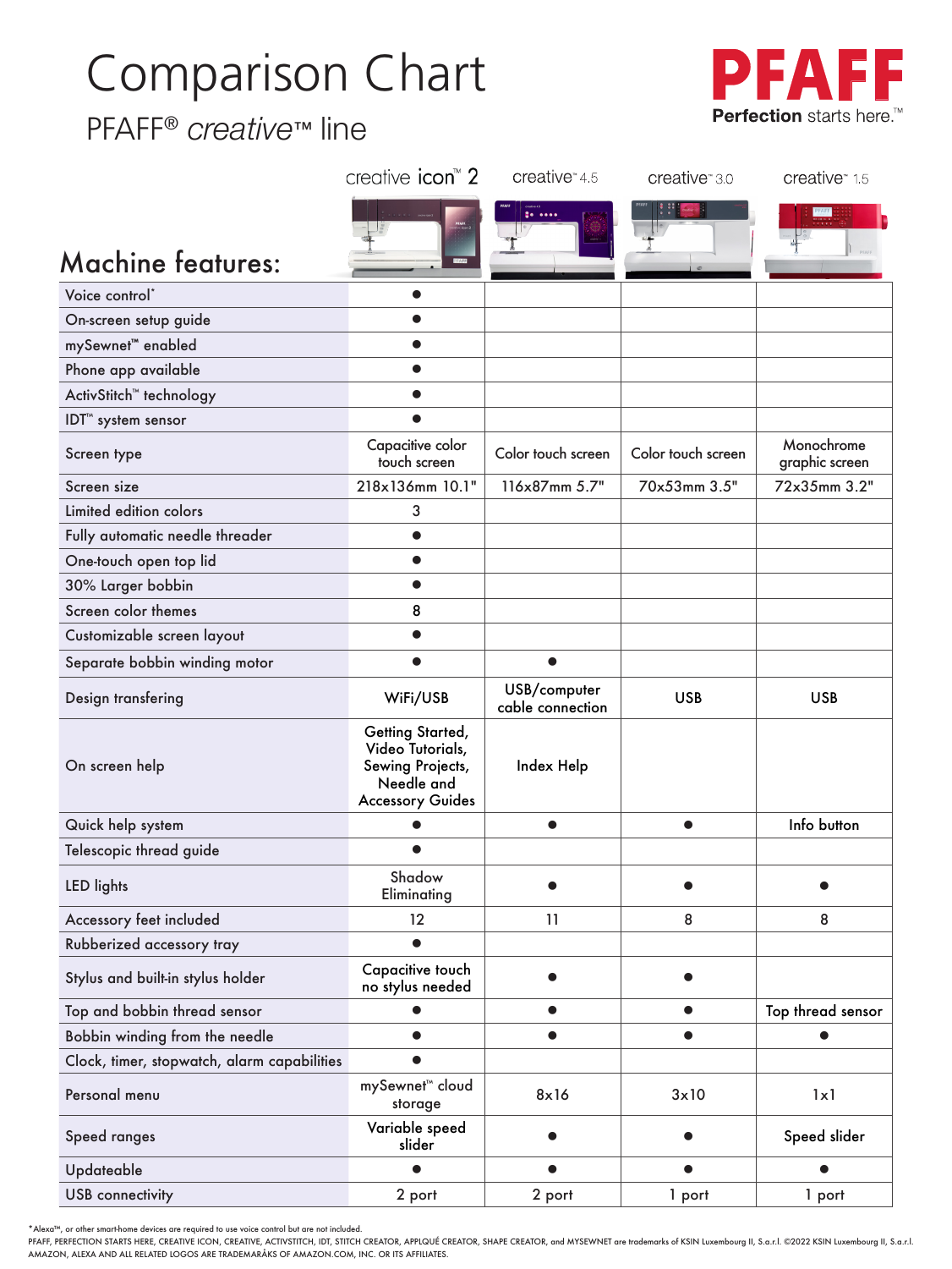# Comparison Chart

PFAFF® *creative*™ line

**PFAFF**
**Perfection** starts here.™

## Machine features:

| Machine features | creative icon™ 2 | creative™ 4.5 | creative™ 3.0 | creative™ 1.5 |
|---|---|---|---|---|
| Voice control* | ● | | | |
| On-screen setup guide | ● | | | |
| mySewnet™ enabled | ● | | | |
| Phone app available | ● | | | |
| ActivStitch™ technology | ● | | | |
| IDT™ system sensor | ● | | | |
| Screen type | Capacitive color touch screen | Color touch screen | Color touch screen | Monochrome graphic screen |
| Screen size | 218x136mm 10.1" | 116x87mm 5.7" | 70x53mm 3.5" | 72x35mm 3.2" |
| Limited edition colors | 3 | | | |
| Fully automatic needle threader | ● | | | |
| One-touch open top lid | ● | | | |
| 30% Larger bobbin | ● | | | |
| Screen color themes | 8 | | | |
| Customizable screen layout | ● | | | |
| Separate bobbin winding motor | ● | ● | | |
| Design transfering | WiFi/USB | USB/computer cable connection | USB | USB |
| On screen help | Getting Started, Video Tutorials, Sewing Projects, Needle and Accessory Guides | Index Help | | |
| Quick help system | ● | ● | ● | Info button |
| Telescopic thread guide | ● | | | |
| LED lights | Shadow Eliminating | ● | ● | ● |
| Accessory feet included | 12 | 11 | 8 | 8 |
| Rubberized accessory tray | ● | | | |
| Stylus and built-in stylus holder | Capacitive touch no stylus needed | ● | ● | |
| Top and bobbin thread sensor | ● | ● | ● | Top thread sensor |
| Bobbin winding from the needle | ● | ● | ● | ● |
| Clock, timer, stopwatch, alarm capabilities | ● | | | |
| Personal menu | mySewnet™ cloud storage | 8x16 | 3x10 | 1x1 |
| Speed ranges | Variable speed slider | ● | ● | Speed slider |
| Updateable | ● | ● | ● | ● |
| USB connectivity | 2 port | 2 port | 1 port | 1 port |

*Alexa™, or other smart-home devices are required to use voice control but are not included.

PFAFF, PERFECTION STARTS HERE, CREATIVE ICON, CREATIVE, ACTIVSTITCH, IDT, STITCH CREATOR, APPLIQUÉ CREATOR, SHAPE CREATOR, and MYSEWNET are trademarks of KSIN Luxembourg II, S.a.r.l. ©2022 KSIN Luxembourg II, S.a.r.l.
AMAZON, ALEXA AND ALL RELATED LOGOS ARE TRADEMARÄKS OF AMAZON.COM, INC. OR ITS AFFILIATES.